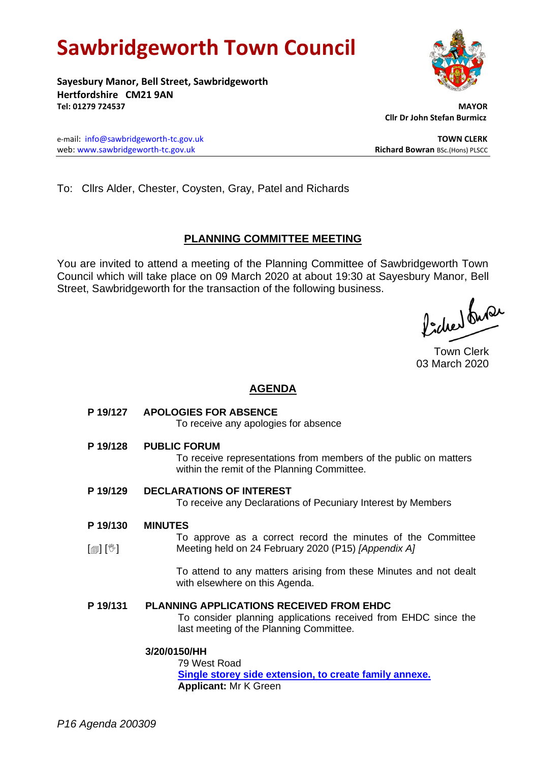# Sawbridgeworth Town Council

**Sayesbury Manor, Bell Street, Sawbridgeworth**
**Hertfordshire CM21 9AN**
**Tel: 01279 724537**

**MAYOR**
**Cllr Dr John Stefan Burmicz**

e-mail: info@sawbridgeworth-tc.gov.uk
web: www.sawbridgeworth-tc.gov.uk

**TOWN CLERK**
**Richard Bowran** BSc.(Hons) PLSCC

To: Cllrs Alder, Chester, Coysten, Gray, Patel and Richards

## PLANNING COMMITTEE MEETING

You are invited to attend a meeting of the Planning Committee of Sawbridgeworth Town Council which will take place on 09 March 2020 at about 19:30 at Sayesbury Manor, Bell Street, Sawbridgeworth for the transaction of the following business.

Town Clerk
03 March 2020

## AGENDA

**P 19/127 APOLOGIES FOR ABSENCE**
To receive any apologies for absence

**P 19/128 PUBLIC FORUM**
To receive representations from members of the public on matters within the remit of the Planning Committee.

**P 19/129 DECLARATIONS OF INTEREST**
To receive any Declarations of Pecuniary Interest by Members

**P 19/130 MINUTES**
[🗐] [✋] To approve as a correct record the minutes of the Committee Meeting held on 24 February 2020 (P15) *[Appendix A]*

To attend to any matters arising from these Minutes and not dealt with elsewhere on this Agenda.

**P 19/131 PLANNING APPLICATIONS RECEIVED FROM EHDC**
To consider planning applications received from EHDC since the last meeting of the Planning Committee.

**3/20/0150/HH**
79 West Road
**Single storey side extension, to create family annexe.**
**Applicant:** Mr K Green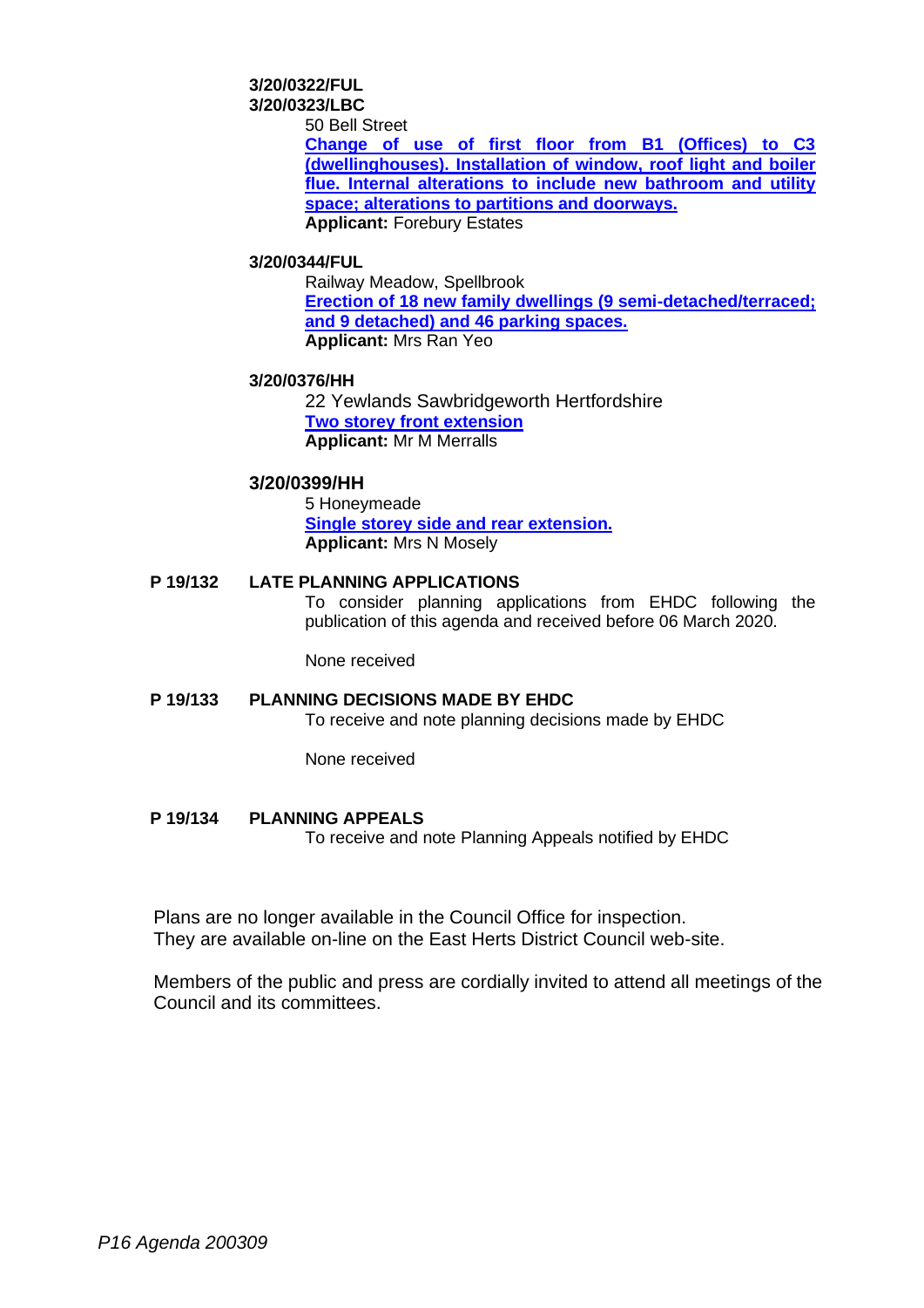**3/20/0322/FUL**
**3/20/0323/LBC**

50 Bell Street
**Change of use of first floor from B1 (Offices) to C3 (dwellinghouses). Installation of window, roof light and boiler flue. Internal alterations to include new bathroom and utility space; alterations to partitions and doorways.**
**Applicant:** Forebury Estates

**3/20/0344/FUL**

Railway Meadow, Spellbrook
**Erection of 18 new family dwellings (9 semi-detached/terraced; and 9 detached) and 46 parking spaces.**
**Applicant:** Mrs Ran Yeo

**3/20/0376/HH**

22 Yewlands Sawbridgeworth Hertfordshire
**Two storey front extension**
**Applicant:** Mr M Merralls

**3/20/0399/HH**

5 Honeymeade
**Single storey side and rear extension.**
**Applicant:** Mrs N Mosely

**P 19/132 LATE PLANNING APPLICATIONS**

To consider planning applications from EHDC following the publication of this agenda and received before 06 March 2020.

None received

**P 19/133 PLANNING DECISIONS MADE BY EHDC**

To receive and note planning decisions made by EHDC

None received

**P 19/134 PLANNING APPEALS**

To receive and note Planning Appeals notified by EHDC

Plans are no longer available in the Council Office for inspection.
They are available on-line on the East Herts District Council web-site.

Members of the public and press are cordially invited to attend all meetings of the Council and its committees.

*P16 Agenda 200309*